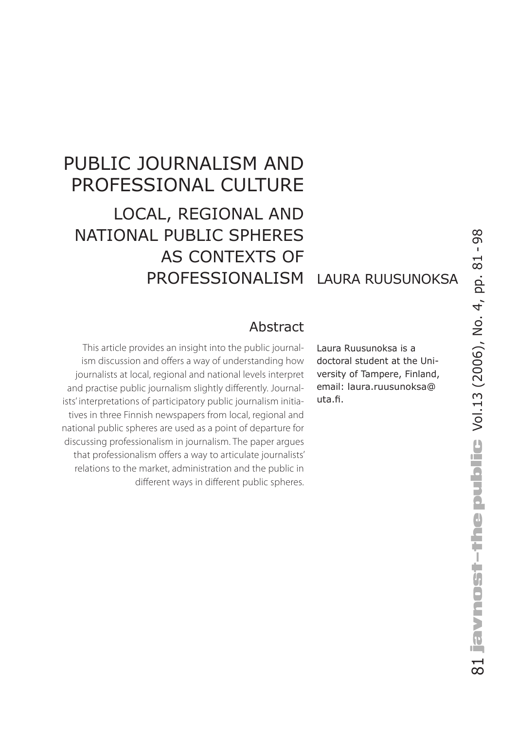# PUBLIC JOURNALISM AND PROFESSIONAL CULTURE

## LOCAL, REGIONAL AND NATIONAL PUBLIC SPHERES AS CONTEXTS OF PROFESSIONALISM

LAURA RUUSUNOKSA

### Abstract

This article provides an insight into the public journalism discussion and offers a way of understanding how journalists at local, regional and national levels interpret and practise public journalism slightly differently. Journalists' interpretations of participatory public journalism initiatives in three Finnish newspapers from local, regional and national public spheres are used as a point of departure for discussing professionalism in journalism. The paper argues that professionalism offers a way to articulate journalists' relations to the market, administration and the public in different ways in different public spheres.

Laura Ruusunoksa is a doctoral student at the University of Tampere, Finland, email: laura.ruusunoksa@uta.fi.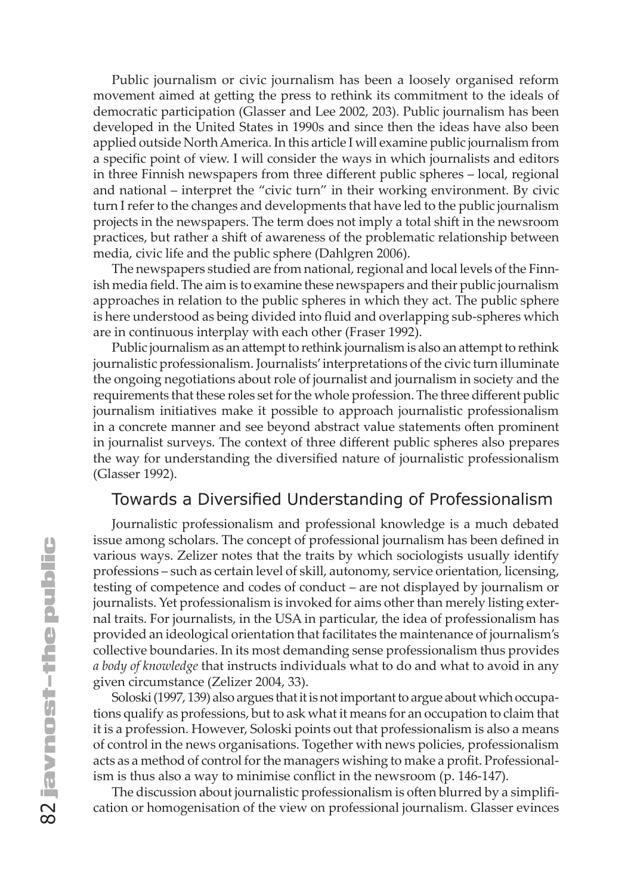Public journalism or civic journalism has been a loosely organised reform movement aimed at getting the press to rethink its commitment to the ideals of democratic participation (Glasser and Lee 2002, 203). Public journalism has been developed in the United States in 1990s and since then the ideas have also been applied outside North America. In this article I will examine public journalism from a specific point of view. I will consider the ways in which journalists and editors in three Finnish newspapers from three different public spheres – local, regional and national – interpret the "civic turn" in their working environment. By civic turn I refer to the changes and developments that have led to the public journalism projects in the newspapers. The term does not imply a total shift in the newsroom practices, but rather a shift of awareness of the problematic relationship between media, civic life and the public sphere (Dahlgren 2006).

The newspapers studied are from national, regional and local levels of the Finnish media field. The aim is to examine these newspapers and their public journalism approaches in relation to the public spheres in which they act. The public sphere is here understood as being divided into fluid and overlapping sub-spheres which are in continuous interplay with each other (Fraser 1992).

Public journalism as an attempt to rethink journalism is also an attempt to rethink journalistic professionalism. Journalists' interpretations of the civic turn illuminate the ongoing negotiations about role of journalist and journalism in society and the requirements that these roles set for the whole profession. The three different public journalism initiatives make it possible to approach journalistic professionalism in a concrete manner and see beyond abstract value statements often prominent in journalist surveys. The context of three different public spheres also prepares the way for understanding the diversified nature of journalistic professionalism (Glasser 1992).

## Towards a Diversified Understanding of Professionalism

Journalistic professionalism and professional knowledge is a much debated issue among scholars. The concept of professional journalism has been defined in various ways. Zelizer notes that the traits by which sociologists usually identify professions – such as certain level of skill, autonomy, service orientation, licensing, testing of competence and codes of conduct – are not displayed by journalism or journalists. Yet professionalism is invoked for aims other than merely listing external traits. For journalists, in the USA in particular, the idea of professionalism has provided an ideological orientation that facilitates the maintenance of journalism's collective boundaries. In its most demanding sense professionalism thus provides *a body of knowledge* that instructs individuals what to do and what to avoid in any given circumstance (Zelizer 2004, 33).

Soloski (1997, 139) also argues that it is not important to argue about which occupations qualify as professions, but to ask what it means for an occupation to claim that it is a profession. However, Soloski points out that professionalism is also a means of control in the news organisations. Together with news policies, professionalism acts as a method of control for the managers wishing to make a profit. Professionalism is thus also a way to minimise conflict in the newsroom (p. 146-147).

The discussion about journalistic professionalism is often blurred by a simplification or homogenisation of the view on professional journalism. Glasser evinces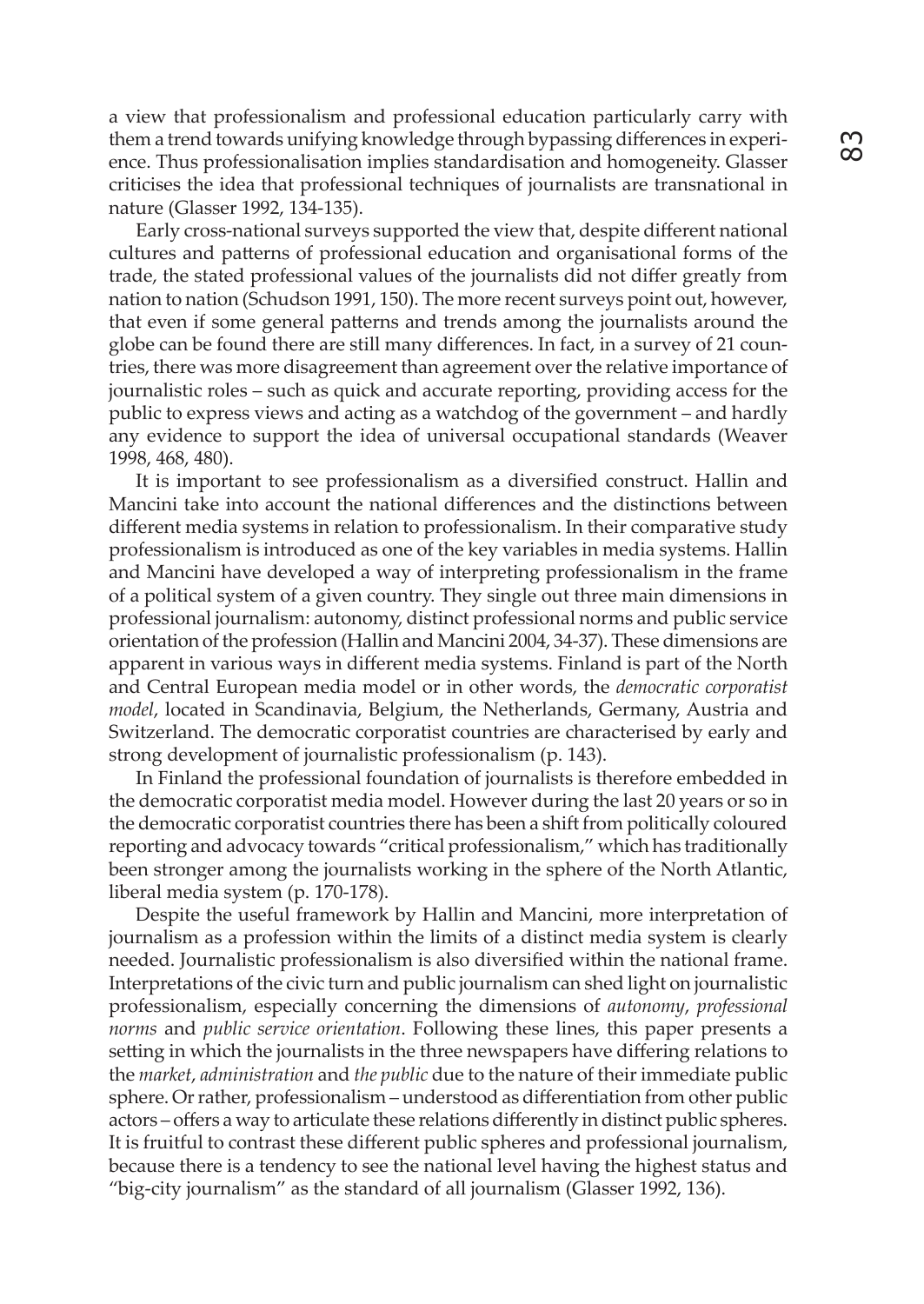a view that professionalism and professional education particularly carry with them a trend towards unifying knowledge through bypassing differences in experience. Thus professionalisation implies standardisation and homogeneity. Glasser criticises the idea that professional techniques of journalists are transnational in nature (Glasser 1992, 134-135).

Early cross-national surveys supported the view that, despite different national cultures and patterns of professional education and organisational forms of the trade, the stated professional values of the journalists did not differ greatly from nation to nation (Schudson 1991, 150). The more recent surveys point out, however, that even if some general patterns and trends among the journalists around the globe can be found there are still many differences. In fact, in a survey of 21 countries, there was more disagreement than agreement over the relative importance of journalistic roles – such as quick and accurate reporting, providing access for the public to express views and acting as a watchdog of the government – and hardly any evidence to support the idea of universal occupational standards (Weaver 1998, 468, 480).

It is important to see professionalism as a diversified construct. Hallin and Mancini take into account the national differences and the distinctions between different media systems in relation to professionalism. In their comparative study professionalism is introduced as one of the key variables in media systems. Hallin and Mancini have developed a way of interpreting professionalism in the frame of a political system of a given country. They single out three main dimensions in professional journalism: autonomy, distinct professional norms and public service orientation of the profession (Hallin and Mancini 2004, 34-37). These dimensions are apparent in various ways in different media systems. Finland is part of the North and Central European media model or in other words, the *democratic corporatist model*, located in Scandinavia, Belgium, the Netherlands, Germany, Austria and Switzerland. The democratic corporatist countries are characterised by early and strong development of journalistic professionalism (p. 143).

In Finland the professional foundation of journalists is therefore embedded in the democratic corporatist media model. However during the last 20 years or so in the democratic corporatist countries there has been a shift from politically coloured reporting and advocacy towards "critical professionalism," which has traditionally been stronger among the journalists working in the sphere of the North Atlantic, liberal media system (p. 170-178).

Despite the useful framework by Hallin and Mancini, more interpretation of journalism as a profession within the limits of a distinct media system is clearly needed. Journalistic professionalism is also diversified within the national frame. Interpretations of the civic turn and public journalism can shed light on journalistic professionalism, especially concerning the dimensions of *autonomy*, *professional norms* and *public service orientation*. Following these lines, this paper presents a setting in which the journalists in the three newspapers have differing relations to the *market*, *administration* and *the public* due to the nature of their immediate public sphere. Or rather, professionalism – understood as differentiation from other public actors – offers a way to articulate these relations differently in distinct public spheres. It is fruitful to contrast these different public spheres and professional journalism, because there is a tendency to see the national level having the highest status and "big-city journalism" as the standard of all journalism (Glasser 1992, 136).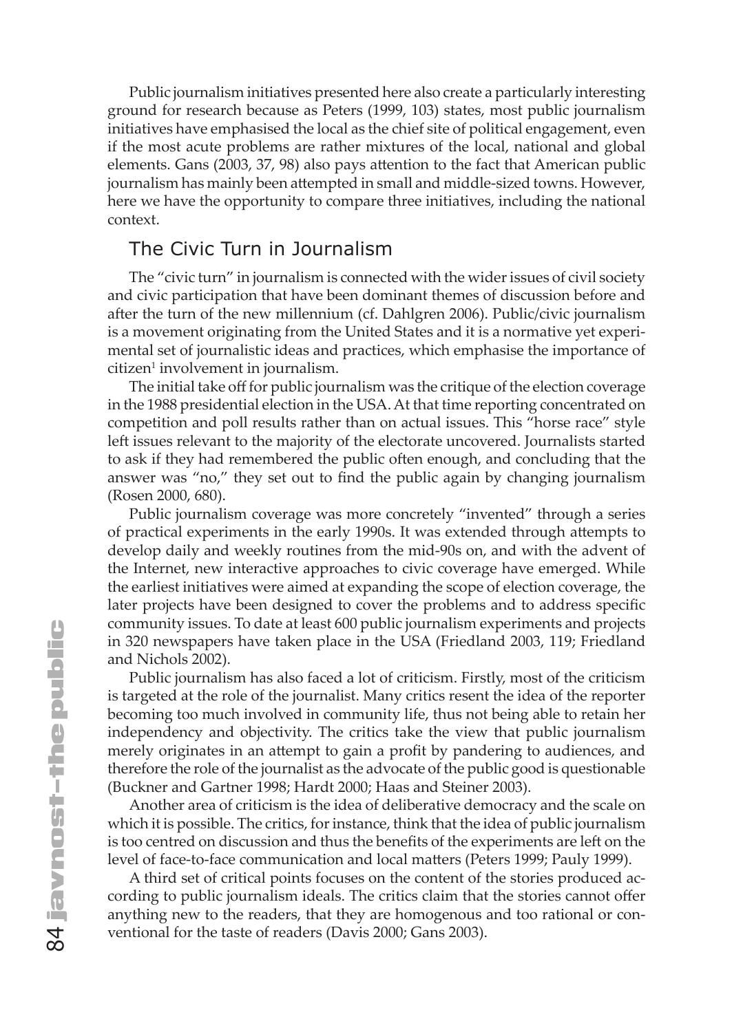Public journalism initiatives presented here also create a particularly interesting ground for research because as Peters (1999, 103) states, most public journalism initiatives have emphasised the local as the chief site of political engagement, even if the most acute problems are rather mixtures of the local, national and global elements. Gans (2003, 37, 98) also pays attention to the fact that American public journalism has mainly been attempted in small and middle-sized towns. However, here we have the opportunity to compare three initiatives, including the national context.

## The Civic Turn in Journalism

The "civic turn" in journalism is connected with the wider issues of civil society and civic participation that have been dominant themes of discussion before and after the turn of the new millennium (cf. Dahlgren 2006). Public/civic journalism is a movement originating from the United States and it is a normative yet experimental set of journalistic ideas and practices, which emphasise the importance of citizen[1] involvement in journalism.

The initial take off for public journalism was the critique of the election coverage in the 1988 presidential election in the USA. At that time reporting concentrated on competition and poll results rather than on actual issues. This "horse race" style left issues relevant to the majority of the electorate uncovered. Journalists started to ask if they had remembered the public often enough, and concluding that the answer was "no," they set out to find the public again by changing journalism (Rosen 2000, 680).

Public journalism coverage was more concretely "invented" through a series of practical experiments in the early 1990s. It was extended through attempts to develop daily and weekly routines from the mid-90s on, and with the advent of the Internet, new interactive approaches to civic coverage have emerged. While the earliest initiatives were aimed at expanding the scope of election coverage, the later projects have been designed to cover the problems and to address specific community issues. To date at least 600 public journalism experiments and projects in 320 newspapers have taken place in the USA (Friedland 2003, 119; Friedland and Nichols 2002).

Public journalism has also faced a lot of criticism. Firstly, most of the criticism is targeted at the role of the journalist. Many critics resent the idea of the reporter becoming too much involved in community life, thus not being able to retain her independency and objectivity. The critics take the view that public journalism merely originates in an attempt to gain a profit by pandering to audiences, and therefore the role of the journalist as the advocate of the public good is questionable (Buckner and Gartner 1998; Hardt 2000; Haas and Steiner 2003).

Another area of criticism is the idea of deliberative democracy and the scale on which it is possible. The critics, for instance, think that the idea of public journalism is too centred on discussion and thus the benefits of the experiments are left on the level of face-to-face communication and local matters (Peters 1999; Pauly 1999).

A third set of critical points focuses on the content of the stories produced according to public journalism ideals. The critics claim that the stories cannot offer anything new to the readers, that they are homogenous and too rational or conventional for the taste of readers (Davis 2000; Gans 2003).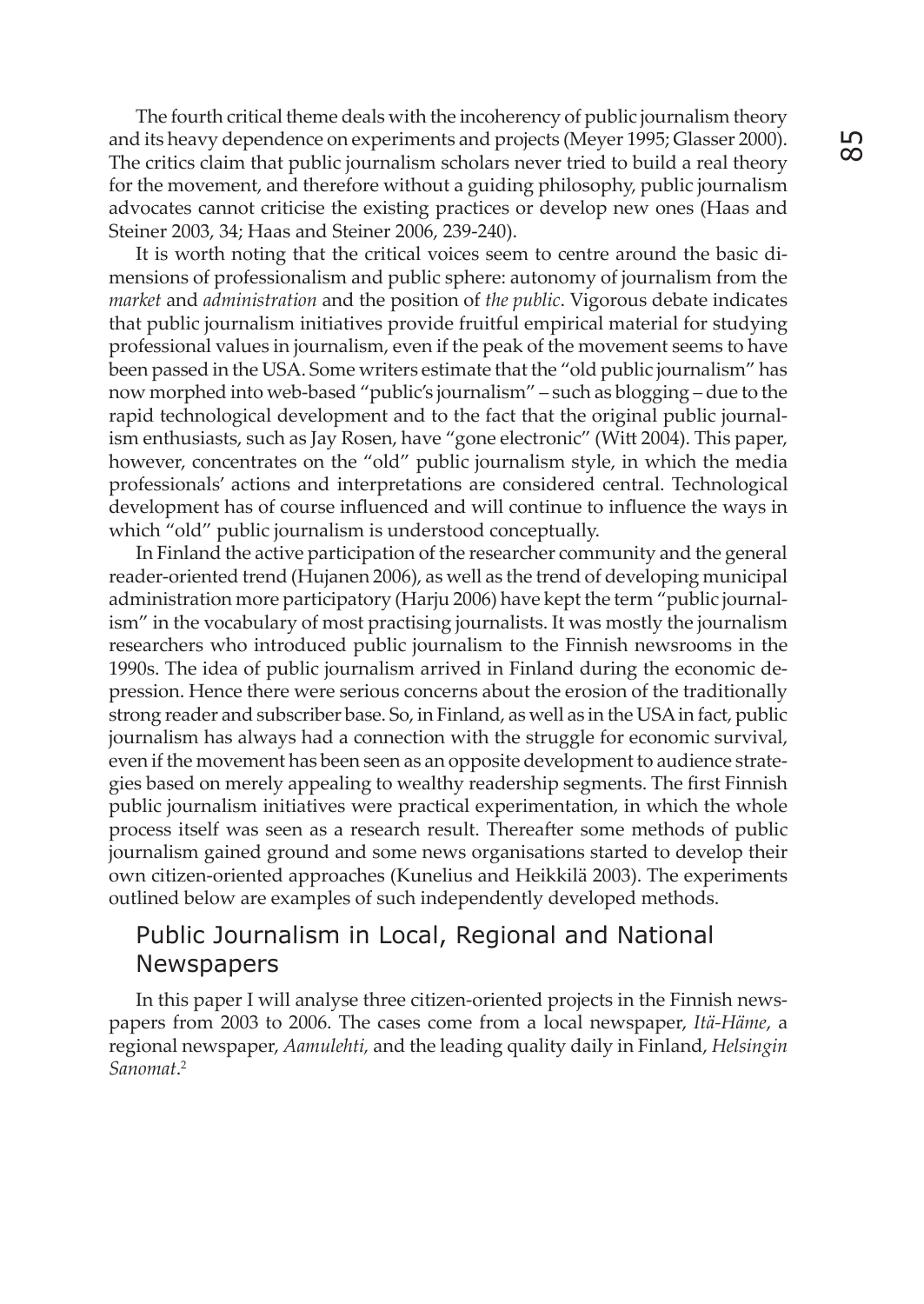The fourth critical theme deals with the incoherency of public journalism theory and its heavy dependence on experiments and projects (Meyer 1995; Glasser 2000). The critics claim that public journalism scholars never tried to build a real theory for the movement, and therefore without a guiding philosophy, public journalism advocates cannot criticise the existing practices or develop new ones (Haas and Steiner 2003, 34; Haas and Steiner 2006, 239-240).

It is worth noting that the critical voices seem to centre around the basic dimensions of professionalism and public sphere: autonomy of journalism from the *market* and *administration* and the position of *the public*. Vigorous debate indicates that public journalism initiatives provide fruitful empirical material for studying professional values in journalism, even if the peak of the movement seems to have been passed in the USA. Some writers estimate that the "old public journalism" has now morphed into web-based "public's journalism" – such as blogging – due to the rapid technological development and to the fact that the original public journalism enthusiasts, such as Jay Rosen, have "gone electronic" (Witt 2004). This paper, however, concentrates on the "old" public journalism style, in which the media professionals' actions and interpretations are considered central. Technological development has of course influenced and will continue to influence the ways in which "old" public journalism is understood conceptually.

In Finland the active participation of the researcher community and the general reader-oriented trend (Hujanen 2006), as well as the trend of developing municipal administration more participatory (Harju 2006) have kept the term "public journalism" in the vocabulary of most practising journalists. It was mostly the journalism researchers who introduced public journalism to the Finnish newsrooms in the 1990s. The idea of public journalism arrived in Finland during the economic depression. Hence there were serious concerns about the erosion of the traditionally strong reader and subscriber base. So, in Finland, as well as in the USA in fact, public journalism has always had a connection with the struggle for economic survival, even if the movement has been seen as an opposite development to audience strategies based on merely appealing to wealthy readership segments. The first Finnish public journalism initiatives were practical experimentation, in which the whole process itself was seen as a research result. Thereafter some methods of public journalism gained ground and some news organisations started to develop their own citizen-oriented approaches (Kunelius and Heikkilä 2003). The experiments outlined below are examples of such independently developed methods.

## Public Journalism in Local, Regional and National Newspapers

In this paper I will analyse three citizen-oriented projects in the Finnish newspapers from 2003 to 2006. The cases come from a local newspaper, *Itä-Häme*, a regional newspaper, *Aamulehti,* and the leading quality daily in Finland, *Helsingin Sanomat*.[2]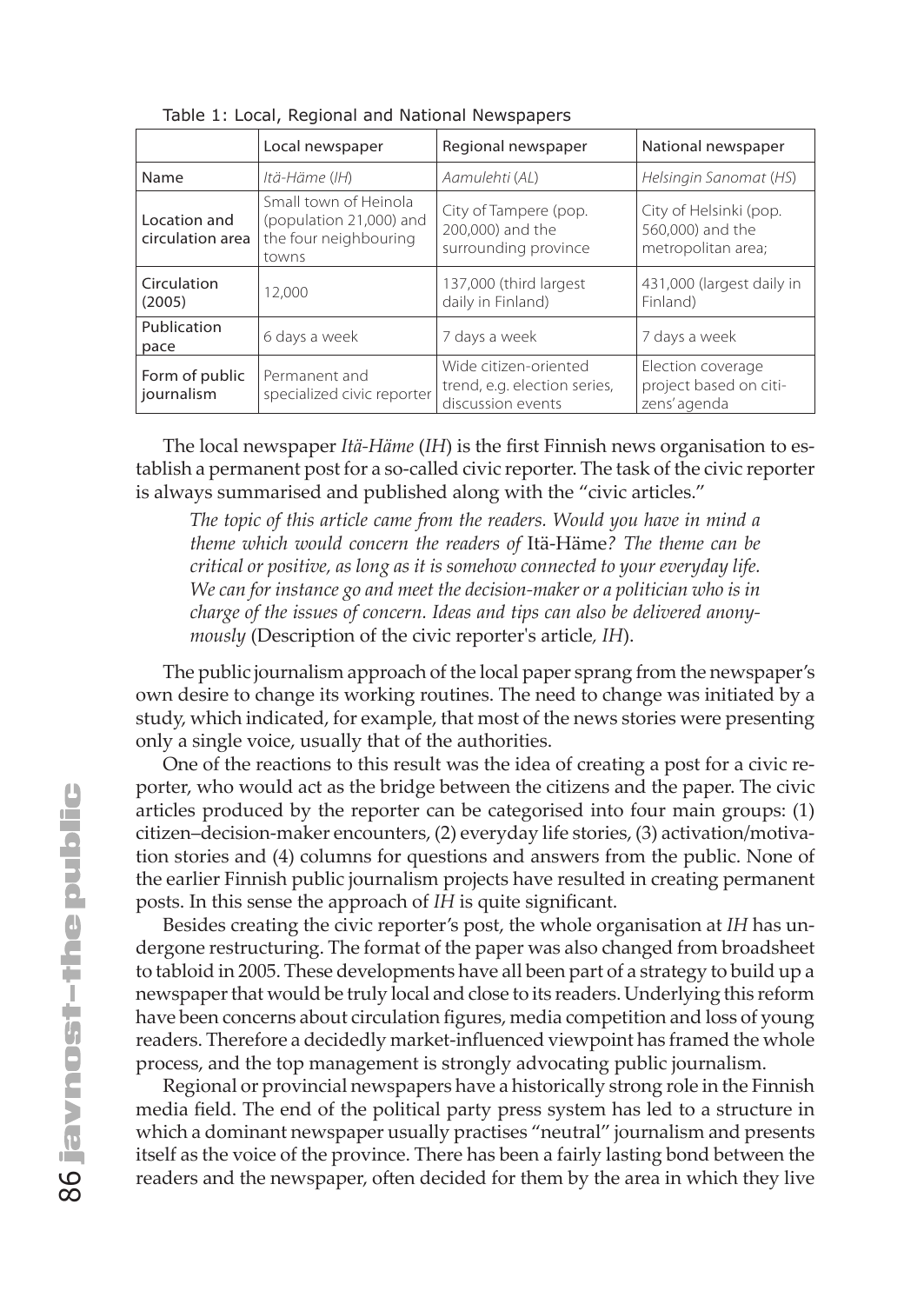Table 1: Local, Regional and National Newspapers

| | Local newspaper | Regional newspaper | National newspaper |
|---|---|---|---|
| Name | *Itä-Häme* (*IH*) | *Aamulehti* (*AL*) | *Helsingin Sanomat* (*HS*) |
| Location and circulation area | Small town of Heinola (population 21,000) and the four neighbouring towns | City of Tampere (pop. 200,000) and the surrounding province | City of Helsinki (pop. 560,000) and the metropolitan area; |
| Circulation (2005) | 12,000 | 137,000 (third largest daily in Finland) | 431,000 (largest daily in Finland) |
| Publication pace | 6 days a week | 7 days a week | 7 days a week |
| Form of public journalism | Permanent and specialized civic reporter | Wide citizen-oriented trend, e.g. election series, discussion events | Election coverage project based on citizens' agenda |

The local newspaper *Itä-Häme* (*IH*) is the first Finnish news organisation to establish a permanent post for a so-called civic reporter. The task of the civic reporter is always summarised and published along with the "civic articles."

> *The topic of this article came from the readers. Would you have in mind a theme which would concern the readers of* Itä-Häme*? The theme can be critical or positive, as long as it is somehow connected to your everyday life. We can for instance go and meet the decision-maker or a politician who is in charge of the issues of concern. Ideas and tips can also be delivered anonymously* (Description of the civic reporter's article, *IH*).

The public journalism approach of the local paper sprang from the newspaper's own desire to change its working routines. The need to change was initiated by a study, which indicated, for example, that most of the news stories were presenting only a single voice, usually that of the authorities.

One of the reactions to this result was the idea of creating a post for a civic reporter, who would act as the bridge between the citizens and the paper. The civic articles produced by the reporter can be categorised into four main groups: (1) citizen–decision-maker encounters, (2) everyday life stories, (3) activation/motivation stories and (4) columns for questions and answers from the public. None of the earlier Finnish public journalism projects have resulted in creating permanent posts. In this sense the approach of *IH* is quite significant.

Besides creating the civic reporter's post, the whole organisation at *IH* has undergone restructuring. The format of the paper was also changed from broadsheet to tabloid in 2005. These developments have all been part of a strategy to build up a newspaper that would be truly local and close to its readers. Underlying this reform have been concerns about circulation figures, media competition and loss of young readers. Therefore a decidedly market-influenced viewpoint has framed the whole process, and the top management is strongly advocating public journalism.

Regional or provincial newspapers have a historically strong role in the Finnish media field. The end of the political party press system has led to a structure in which a dominant newspaper usually practises "neutral" journalism and presents itself as the voice of the province. There has been a fairly lasting bond between the readers and the newspaper, often decided for them by the area in which they live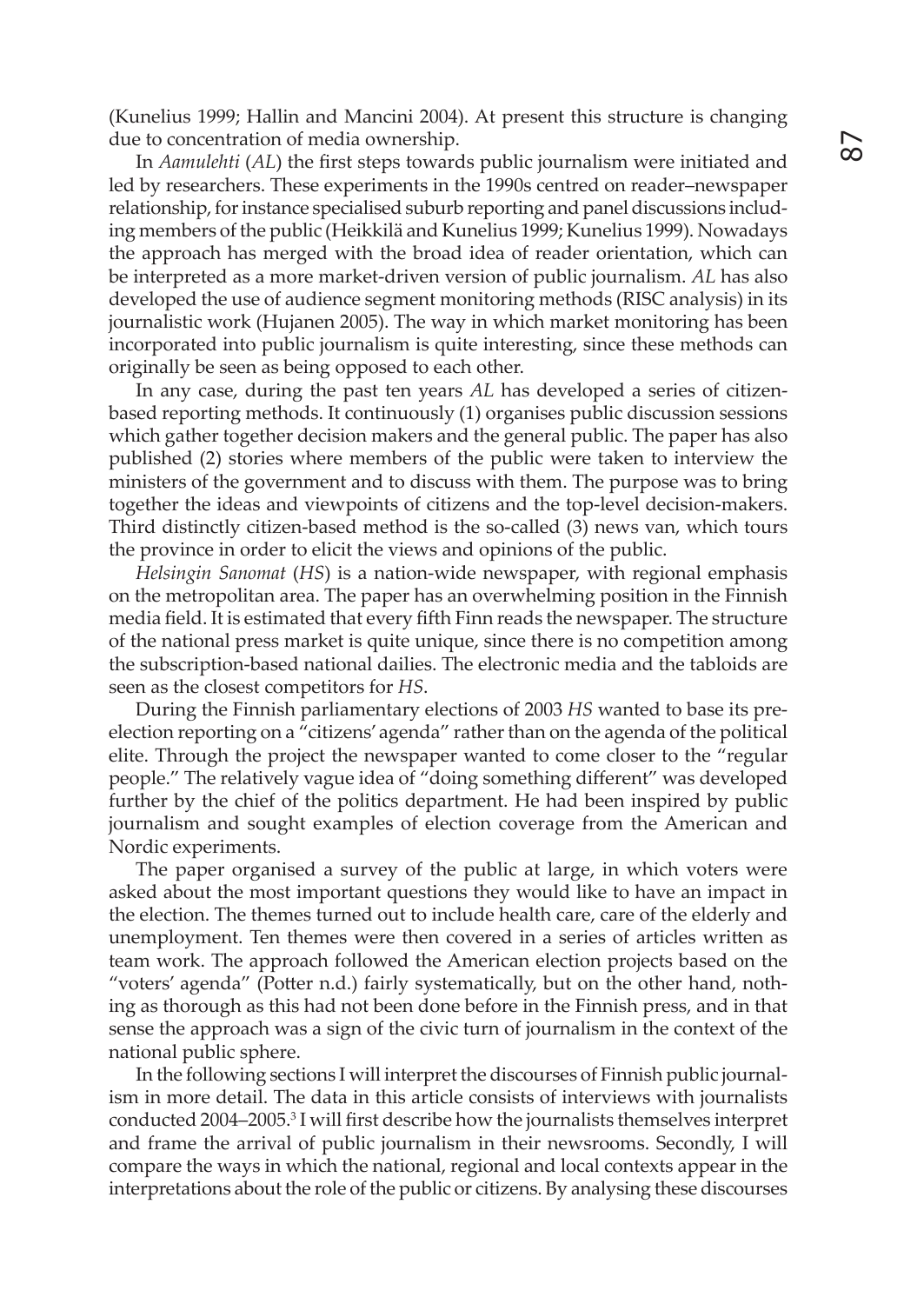(Kunelius 1999; Hallin and Mancini 2004). At present this structure is changing due to concentration of media ownership.

In *Aamulehti* (*AL*) the first steps towards public journalism were initiated and led by researchers. These experiments in the 1990s centred on reader–newspaper relationship, for instance specialised suburb reporting and panel discussions including members of the public (Heikkilä and Kunelius 1999; Kunelius 1999). Nowadays the approach has merged with the broad idea of reader orientation, which can be interpreted as a more market-driven version of public journalism. *AL* has also developed the use of audience segment monitoring methods (RISC analysis) in its journalistic work (Hujanen 2005). The way in which market monitoring has been incorporated into public journalism is quite interesting, since these methods can originally be seen as being opposed to each other.

In any case, during the past ten years *AL* has developed a series of citizen-based reporting methods. It continuously (1) organises public discussion sessions which gather together decision makers and the general public. The paper has also published (2) stories where members of the public were taken to interview the ministers of the government and to discuss with them. The purpose was to bring together the ideas and viewpoints of citizens and the top-level decision-makers. Third distinctly citizen-based method is the so-called (3) news van, which tours the province in order to elicit the views and opinions of the public.

*Helsingin Sanomat* (*HS*) is a nation-wide newspaper, with regional emphasis on the metropolitan area. The paper has an overwhelming position in the Finnish media field. It is estimated that every fifth Finn reads the newspaper. The structure of the national press market is quite unique, since there is no competition among the subscription-based national dailies. The electronic media and the tabloids are seen as the closest competitors for *HS*.

During the Finnish parliamentary elections of 2003 *HS* wanted to base its pre-election reporting on a "citizens' agenda" rather than on the agenda of the political elite. Through the project the newspaper wanted to come closer to the "regular people." The relatively vague idea of "doing something different" was developed further by the chief of the politics department. He had been inspired by public journalism and sought examples of election coverage from the American and Nordic experiments.

The paper organised a survey of the public at large, in which voters were asked about the most important questions they would like to have an impact in the election. The themes turned out to include health care, care of the elderly and unemployment. Ten themes were then covered in a series of articles written as team work. The approach followed the American election projects based on the "voters' agenda" (Potter n.d.) fairly systematically, but on the other hand, nothing as thorough as this had not been done before in the Finnish press, and in that sense the approach was a sign of the civic turn of journalism in the context of the national public sphere.

In the following sections I will interpret the discourses of Finnish public journalism in more detail. The data in this article consists of interviews with journalists conducted 2004–2005.[3] I will first describe how the journalists themselves interpret and frame the arrival of public journalism in their newsrooms. Secondly, I will compare the ways in which the national, regional and local contexts appear in the interpretations about the role of the public or citizens. By analysing these discourses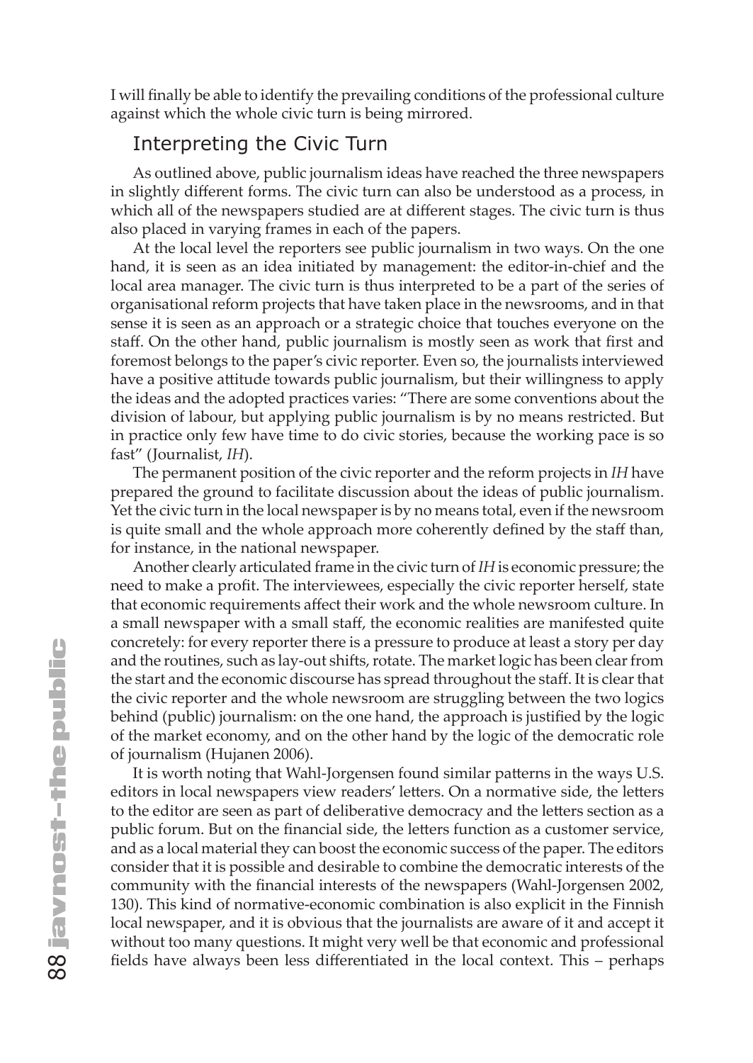I will finally be able to identify the prevailing conditions of the professional culture against which the whole civic turn is being mirrored.

## Interpreting the Civic Turn

As outlined above, public journalism ideas have reached the three newspapers in slightly different forms. The civic turn can also be understood as a process, in which all of the newspapers studied are at different stages. The civic turn is thus also placed in varying frames in each of the papers.

At the local level the reporters see public journalism in two ways. On the one hand, it is seen as an idea initiated by management: the editor-in-chief and the local area manager. The civic turn is thus interpreted to be a part of the series of organisational reform projects that have taken place in the newsrooms, and in that sense it is seen as an approach or a strategic choice that touches everyone on the staff. On the other hand, public journalism is mostly seen as work that first and foremost belongs to the paper's civic reporter. Even so, the journalists interviewed have a positive attitude towards public journalism, but their willingness to apply the ideas and the adopted practices varies: "There are some conventions about the division of labour, but applying public journalism is by no means restricted. But in practice only few have time to do civic stories, because the working pace is so fast" (Journalist, *IH*).

The permanent position of the civic reporter and the reform projects in *IH* have prepared the ground to facilitate discussion about the ideas of public journalism. Yet the civic turn in the local newspaper is by no means total, even if the newsroom is quite small and the whole approach more coherently defined by the staff than, for instance, in the national newspaper.

Another clearly articulated frame in the civic turn of *IH* is economic pressure; the need to make a profit. The interviewees, especially the civic reporter herself, state that economic requirements affect their work and the whole newsroom culture. In a small newspaper with a small staff, the economic realities are manifested quite concretely: for every reporter there is a pressure to produce at least a story per day and the routines, such as lay-out shifts, rotate. The market logic has been clear from the start and the economic discourse has spread throughout the staff. It is clear that the civic reporter and the whole newsroom are struggling between the two logics behind (public) journalism: on the one hand, the approach is justified by the logic of the market economy, and on the other hand by the logic of the democratic role of journalism (Hujanen 2006).

It is worth noting that Wahl-Jorgensen found similar patterns in the ways U.S. editors in local newspapers view readers' letters. On a normative side, the letters to the editor are seen as part of deliberative democracy and the letters section as a public forum. But on the financial side, the letters function as a customer service, and as a local material they can boost the economic success of the paper. The editors consider that it is possible and desirable to combine the democratic interests of the community with the financial interests of the newspapers (Wahl-Jorgensen 2002, 130). This kind of normative-economic combination is also explicit in the Finnish local newspaper, and it is obvious that the journalists are aware of it and accept it without too many questions. It might very well be that economic and professional fields have always been less differentiated in the local context. This – perhaps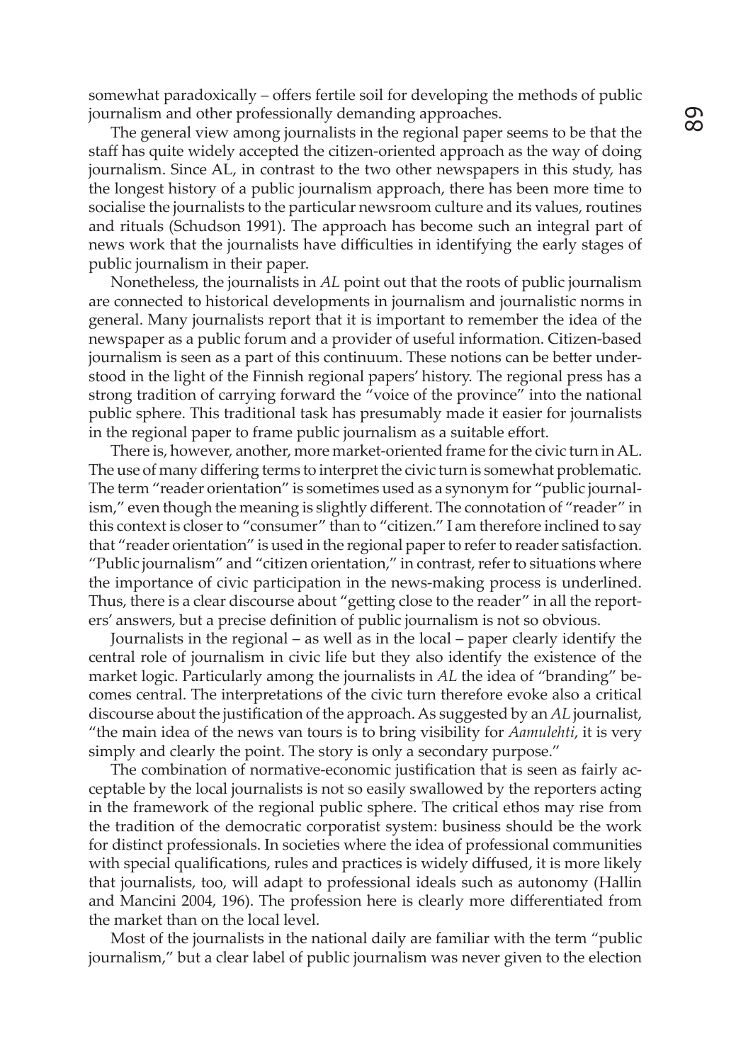somewhat paradoxically – offers fertile soil for developing the methods of public journalism and other professionally demanding approaches.

The general view among journalists in the regional paper seems to be that the staff has quite widely accepted the citizen-oriented approach as the way of doing journalism. Since AL, in contrast to the two other newspapers in this study, has the longest history of a public journalism approach, there has been more time to socialise the journalists to the particular newsroom culture and its values, routines and rituals (Schudson 1991). The approach has become such an integral part of news work that the journalists have difficulties in identifying the early stages of public journalism in their paper.

Nonetheless, the journalists in *AL* point out that the roots of public journalism are connected to historical developments in journalism and journalistic norms in general. Many journalists report that it is important to remember the idea of the newspaper as a public forum and a provider of useful information. Citizen-based journalism is seen as a part of this continuum. These notions can be better understood in the light of the Finnish regional papers' history. The regional press has a strong tradition of carrying forward the "voice of the province" into the national public sphere. This traditional task has presumably made it easier for journalists in the regional paper to frame public journalism as a suitable effort.

There is, however, another, more market-oriented frame for the civic turn in AL. The use of many differing terms to interpret the civic turn is somewhat problematic. The term "reader orientation" is sometimes used as a synonym for "public journalism," even though the meaning is slightly different. The connotation of "reader" in this context is closer to "consumer" than to "citizen." I am therefore inclined to say that "reader orientation" is used in the regional paper to refer to reader satisfaction. "Public journalism" and "citizen orientation," in contrast, refer to situations where the importance of civic participation in the news-making process is underlined. Thus, there is a clear discourse about "getting close to the reader" in all the reporters' answers, but a precise definition of public journalism is not so obvious.

Journalists in the regional – as well as in the local – paper clearly identify the central role of journalism in civic life but they also identify the existence of the market logic. Particularly among the journalists in *AL* the idea of "branding" becomes central. The interpretations of the civic turn therefore evoke also a critical discourse about the justification of the approach. As suggested by an *AL* journalist, "the main idea of the news van tours is to bring visibility for *Aamulehti*, it is very simply and clearly the point. The story is only a secondary purpose."

The combination of normative-economic justification that is seen as fairly acceptable by the local journalists is not so easily swallowed by the reporters acting in the framework of the regional public sphere. The critical ethos may rise from the tradition of the democratic corporatist system: business should be the work for distinct professionals. In societies where the idea of professional communities with special qualifications, rules and practices is widely diffused, it is more likely that journalists, too, will adapt to professional ideals such as autonomy (Hallin and Mancini 2004, 196). The profession here is clearly more differentiated from the market than on the local level.

Most of the journalists in the national daily are familiar with the term "public journalism," but a clear label of public journalism was never given to the election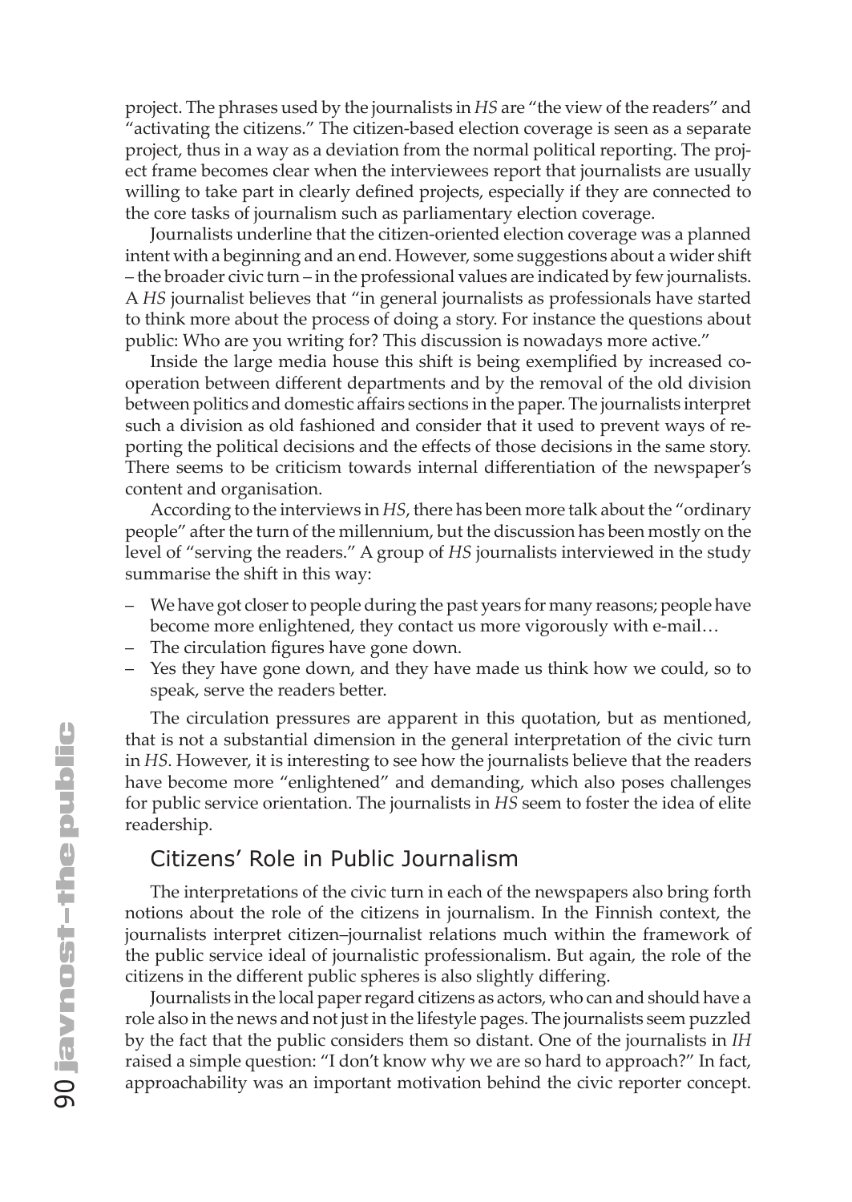project. The phrases used by the journalists in *HS* are "the view of the readers" and "activating the citizens." The citizen-based election coverage is seen as a separate project, thus in a way as a deviation from the normal political reporting. The project frame becomes clear when the interviewees report that journalists are usually willing to take part in clearly defined projects, especially if they are connected to the core tasks of journalism such as parliamentary election coverage.

Journalists underline that the citizen-oriented election coverage was a planned intent with a beginning and an end. However, some suggestions about a wider shift – the broader civic turn – in the professional values are indicated by few journalists. A *HS* journalist believes that "in general journalists as professionals have started to think more about the process of doing a story. For instance the questions about public: Who are you writing for? This discussion is nowadays more active."

Inside the large media house this shift is being exemplified by increased cooperation between different departments and by the removal of the old division between politics and domestic affairs sections in the paper. The journalists interpret such a division as old fashioned and consider that it used to prevent ways of reporting the political decisions and the effects of those decisions in the same story. There seems to be criticism towards internal differentiation of the newspaper's content and organisation.

According to the interviews in *HS*, there has been more talk about the "ordinary people" after the turn of the millennium, but the discussion has been mostly on the level of "serving the readers." A group of *HS* journalists interviewed in the study summarise the shift in this way:

– We have got closer to people during the past years for many reasons; people have become more enlightened, they contact us more vigorously with e-mail…
– The circulation figures have gone down.
– Yes they have gone down, and they have made us think how we could, so to speak, serve the readers better.

The circulation pressures are apparent in this quotation, but as mentioned, that is not a substantial dimension in the general interpretation of the civic turn in *HS*. However, it is interesting to see how the journalists believe that the readers have become more "enlightened" and demanding, which also poses challenges for public service orientation. The journalists in *HS* seem to foster the idea of elite readership.

## Citizens' Role in Public Journalism

The interpretations of the civic turn in each of the newspapers also bring forth notions about the role of the citizens in journalism. In the Finnish context, the journalists interpret citizen–journalist relations much within the framework of the public service ideal of journalistic professionalism. But again, the role of the citizens in the different public spheres is also slightly differing.

Journalists in the local paper regard citizens as actors, who can and should have a role also in the news and not just in the lifestyle pages. The journalists seem puzzled by the fact that the public considers them so distant. One of the journalists in *IH* raised a simple question: "I don't know why we are so hard to approach?" In fact, approachability was an important motivation behind the civic reporter concept.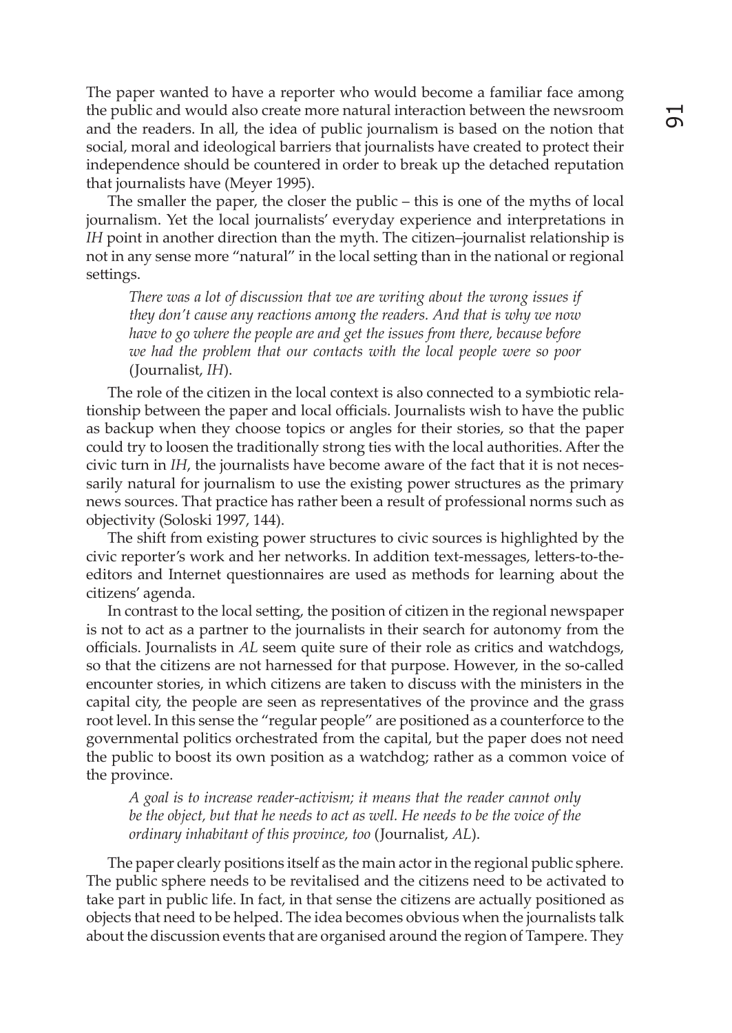The paper wanted to have a reporter who would become a familiar face among the public and would also create more natural interaction between the newsroom and the readers. In all, the idea of public journalism is based on the notion that social, moral and ideological barriers that journalists have created to protect their independence should be countered in order to break up the detached reputation that journalists have (Meyer 1995).

The smaller the paper, the closer the public – this is one of the myths of local journalism. Yet the local journalists' everyday experience and interpretations in *IH* point in another direction than the myth. The citizen–journalist relationship is not in any sense more "natural" in the local setting than in the national or regional settings.

> *There was a lot of discussion that we are writing about the wrong issues if they don't cause any reactions among the readers. And that is why we now have to go where the people are and get the issues from there, because before we had the problem that our contacts with the local people were so poor* (Journalist, *IH*).

The role of the citizen in the local context is also connected to a symbiotic relationship between the paper and local officials. Journalists wish to have the public as backup when they choose topics or angles for their stories, so that the paper could try to loosen the traditionally strong ties with the local authorities. After the civic turn in *IH*, the journalists have become aware of the fact that it is not necessarily natural for journalism to use the existing power structures as the primary news sources. That practice has rather been a result of professional norms such as objectivity (Soloski 1997, 144).

The shift from existing power structures to civic sources is highlighted by the civic reporter's work and her networks. In addition text-messages, letters-to-the-editors and Internet questionnaires are used as methods for learning about the citizens' agenda.

In contrast to the local setting, the position of citizen in the regional newspaper is not to act as a partner to the journalists in their search for autonomy from the officials. Journalists in *AL* seem quite sure of their role as critics and watchdogs, so that the citizens are not harnessed for that purpose. However, in the so-called encounter stories, in which citizens are taken to discuss with the ministers in the capital city, the people are seen as representatives of the province and the grass root level. In this sense the "regular people" are positioned as a counterforce to the governmental politics orchestrated from the capital, but the paper does not need the public to boost its own position as a watchdog; rather as a common voice of the province.

> *A goal is to increase reader-activism; it means that the reader cannot only be the object, but that he needs to act as well. He needs to be the voice of the ordinary inhabitant of this province, too* (Journalist, *AL*).

The paper clearly positions itself as the main actor in the regional public sphere. The public sphere needs to be revitalised and the citizens need to be activated to take part in public life. In fact, in that sense the citizens are actually positioned as objects that need to be helped. The idea becomes obvious when the journalists talk about the discussion events that are organised around the region of Tampere. They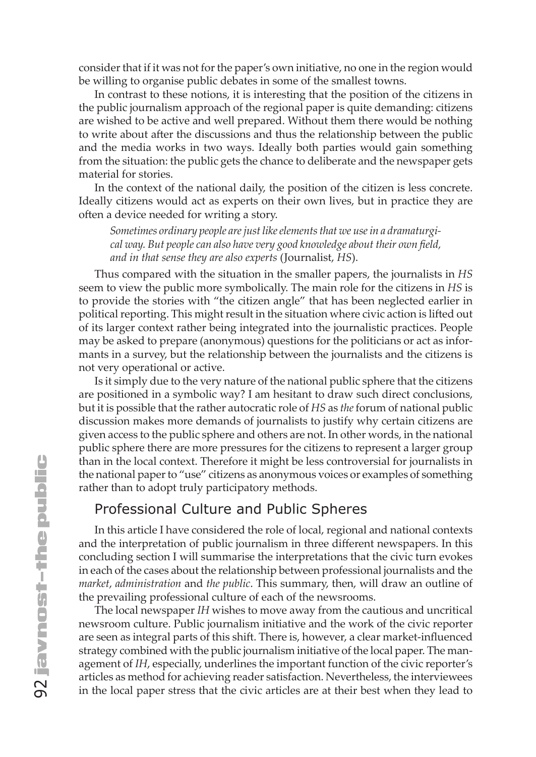consider that if it was not for the paper's own initiative, no one in the region would be willing to organise public debates in some of the smallest towns.

In contrast to these notions, it is interesting that the position of the citizens in the public journalism approach of the regional paper is quite demanding: citizens are wished to be active and well prepared. Without them there would be nothing to write about after the discussions and thus the relationship between the public and the media works in two ways. Ideally both parties would gain something from the situation: the public gets the chance to deliberate and the newspaper gets material for stories.

In the context of the national daily, the position of the citizen is less concrete. Ideally citizens would act as experts on their own lives, but in practice they are often a device needed for writing a story.

> *Sometimes ordinary people are just like elements that we use in a dramaturgical way. But people can also have very good knowledge about their own field, and in that sense they are also experts* (Journalist, *HS*).

Thus compared with the situation in the smaller papers, the journalists in *HS* seem to view the public more symbolically. The main role for the citizens in *HS* is to provide the stories with "the citizen angle" that has been neglected earlier in political reporting. This might result in the situation where civic action is lifted out of its larger context rather being integrated into the journalistic practices. People may be asked to prepare (anonymous) questions for the politicians or act as informants in a survey, but the relationship between the journalists and the citizens is not very operational or active.

Is it simply due to the very nature of the national public sphere that the citizens are positioned in a symbolic way? I am hesitant to draw such direct conclusions, but it is possible that the rather autocratic role of *HS* as *the* forum of national public discussion makes more demands of journalists to justify why certain citizens are given access to the public sphere and others are not. In other words, in the national public sphere there are more pressures for the citizens to represent a larger group than in the local context. Therefore it might be less controversial for journalists in the national paper to "use" citizens as anonymous voices or examples of something rather than to adopt truly participatory methods.

## Professional Culture and Public Spheres

In this article I have considered the role of local, regional and national contexts and the interpretation of public journalism in three different newspapers. In this concluding section I will summarise the interpretations that the civic turn evokes in each of the cases about the relationship between professional journalists and the *market*, *administration* and *the public*. This summary, then, will draw an outline of the prevailing professional culture of each of the newsrooms.

The local newspaper *IH* wishes to move away from the cautious and uncritical newsroom culture. Public journalism initiative and the work of the civic reporter are seen as integral parts of this shift. There is, however, a clear market-influenced strategy combined with the public journalism initiative of the local paper. The management of *IH*, especially, underlines the important function of the civic reporter's articles as method for achieving reader satisfaction. Nevertheless, the interviewees in the local paper stress that the civic articles are at their best when they lead to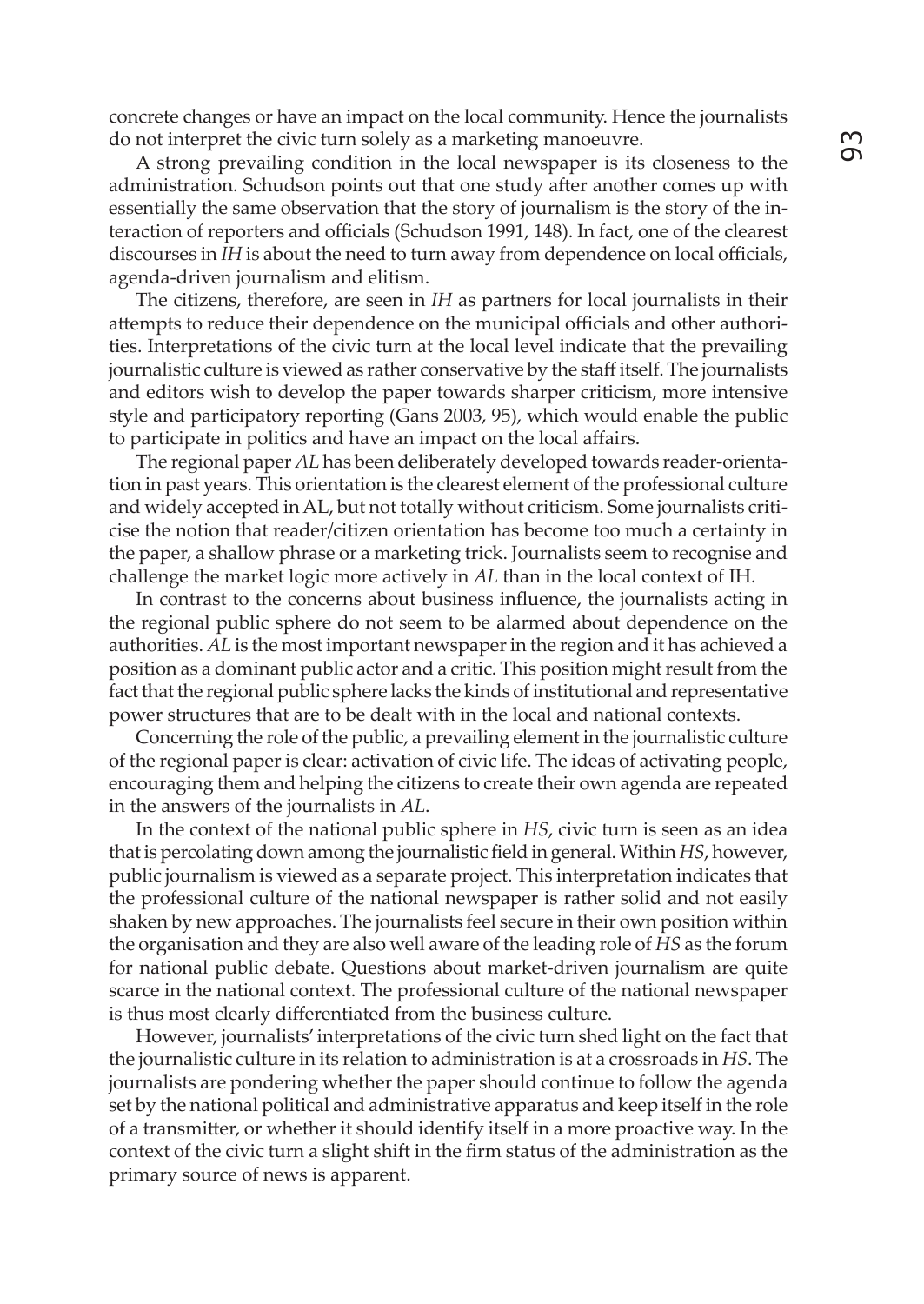concrete changes or have an impact on the local community. Hence the journalists do not interpret the civic turn solely as a marketing manoeuvre.

A strong prevailing condition in the local newspaper is its closeness to the administration. Schudson points out that one study after another comes up with essentially the same observation that the story of journalism is the story of the interaction of reporters and officials (Schudson 1991, 148). In fact, one of the clearest discourses in *IH* is about the need to turn away from dependence on local officials, agenda-driven journalism and elitism.

The citizens, therefore, are seen in *IH* as partners for local journalists in their attempts to reduce their dependence on the municipal officials and other authorities. Interpretations of the civic turn at the local level indicate that the prevailing journalistic culture is viewed as rather conservative by the staff itself. The journalists and editors wish to develop the paper towards sharper criticism, more intensive style and participatory reporting (Gans 2003, 95), which would enable the public to participate in politics and have an impact on the local affairs.

The regional paper *AL* has been deliberately developed towards reader-orientation in past years. This orientation is the clearest element of the professional culture and widely accepted in AL, but not totally without criticism. Some journalists criticise the notion that reader/citizen orientation has become too much a certainty in the paper, a shallow phrase or a marketing trick. Journalists seem to recognise and challenge the market logic more actively in *AL* than in the local context of IH.

In contrast to the concerns about business influence, the journalists acting in the regional public sphere do not seem to be alarmed about dependence on the authorities. *AL* is the most important newspaper in the region and it has achieved a position as a dominant public actor and a critic. This position might result from the fact that the regional public sphere lacks the kinds of institutional and representative power structures that are to be dealt with in the local and national contexts.

Concerning the role of the public, a prevailing element in the journalistic culture of the regional paper is clear: activation of civic life. The ideas of activating people, encouraging them and helping the citizens to create their own agenda are repeated in the answers of the journalists in *AL*.

In the context of the national public sphere in *HS*, civic turn is seen as an idea that is percolating down among the journalistic field in general. Within *HS*, however, public journalism is viewed as a separate project. This interpretation indicates that the professional culture of the national newspaper is rather solid and not easily shaken by new approaches. The journalists feel secure in their own position within the organisation and they are also well aware of the leading role of *HS* as the forum for national public debate. Questions about market-driven journalism are quite scarce in the national context. The professional culture of the national newspaper is thus most clearly differentiated from the business culture.

However, journalists' interpretations of the civic turn shed light on the fact that the journalistic culture in its relation to administration is at a crossroads in *HS*. The journalists are pondering whether the paper should continue to follow the agenda set by the national political and administrative apparatus and keep itself in the role of a transmitter, or whether it should identify itself in a more proactive way. In the context of the civic turn a slight shift in the firm status of the administration as the primary source of news is apparent.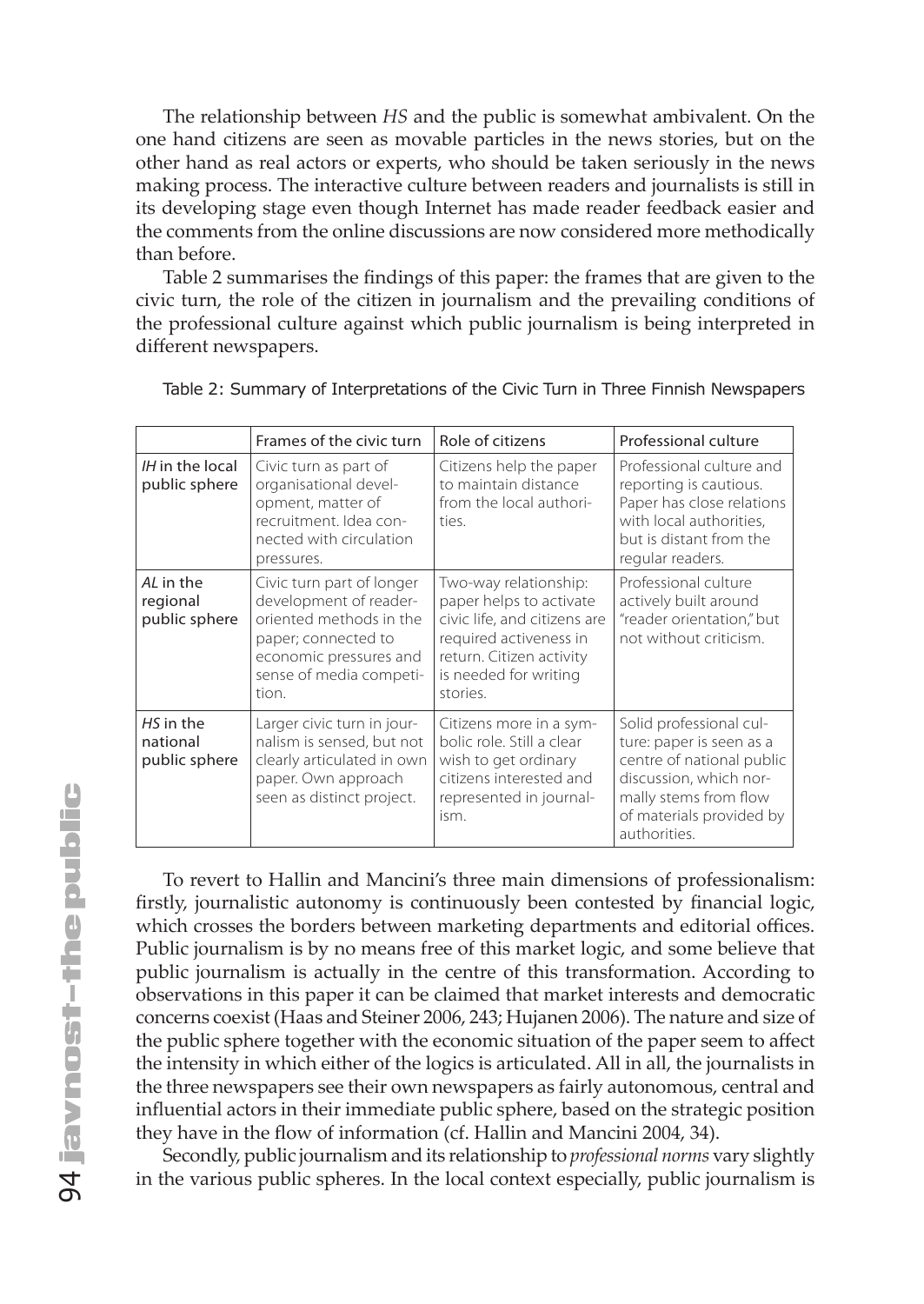The relationship between *HS* and the public is somewhat ambivalent. On the one hand citizens are seen as movable particles in the news stories, but on the other hand as real actors or experts, who should be taken seriously in the news making process. The interactive culture between readers and journalists is still in its developing stage even though Internet has made reader feedback easier and the comments from the online discussions are now considered more methodically than before.

Table 2 summarises the findings of this paper: the frames that are given to the civic turn, the role of the citizen in journalism and the prevailing conditions of the professional culture against which public journalism is being interpreted in different newspapers.

Table 2: Summary of Interpretations of the Civic Turn in Three Finnish Newspapers

| | Frames of the civic turn | Role of citizens | Professional culture |
|---|---|---|---|
| *IH* in the local public sphere | Civic turn as part of organisational development, matter of recruitment. Idea connected with circulation pressures. | Citizens help the paper to maintain distance from the local authorities. | Professional culture and reporting is cautious. Paper has close relations with local authorities, but is distant from the regular readers. |
| *AL* in the regional public sphere | Civic turn part of longer development of reader-oriented methods in the paper; connected to economic pressures and sense of media competition. | Two-way relationship: paper helps to activate civic life, and citizens are required activeness in return. Citizen activity is needed for writing stories. | Professional culture actively built around "reader orientation," but not without criticism. |
| *HS* in the national public sphere | Larger civic turn in journalism is sensed, but not clearly articulated in own paper. Own approach seen as distinct project. | Citizens more in a symbolic role. Still a clear wish to get ordinary citizens interested and represented in journalism. | Solid professional culture: paper is seen as a centre of national public discussion, which normally stems from flow of materials provided by authorities. |

To revert to Hallin and Mancini's three main dimensions of professionalism: firstly, journalistic autonomy is continuously been contested by financial logic, which crosses the borders between marketing departments and editorial offices. Public journalism is by no means free of this market logic, and some believe that public journalism is actually in the centre of this transformation. According to observations in this paper it can be claimed that market interests and democratic concerns coexist (Haas and Steiner 2006, 243; Hujanen 2006). The nature and size of the public sphere together with the economic situation of the paper seem to affect the intensity in which either of the logics is articulated. All in all, the journalists in the three newspapers see their own newspapers as fairly autonomous, central and influential actors in their immediate public sphere, based on the strategic position they have in the flow of information (cf. Hallin and Mancini 2004, 34).

Secondly, public journalism and its relationship to *professional norms* vary slightly in the various public spheres. In the local context especially, public journalism is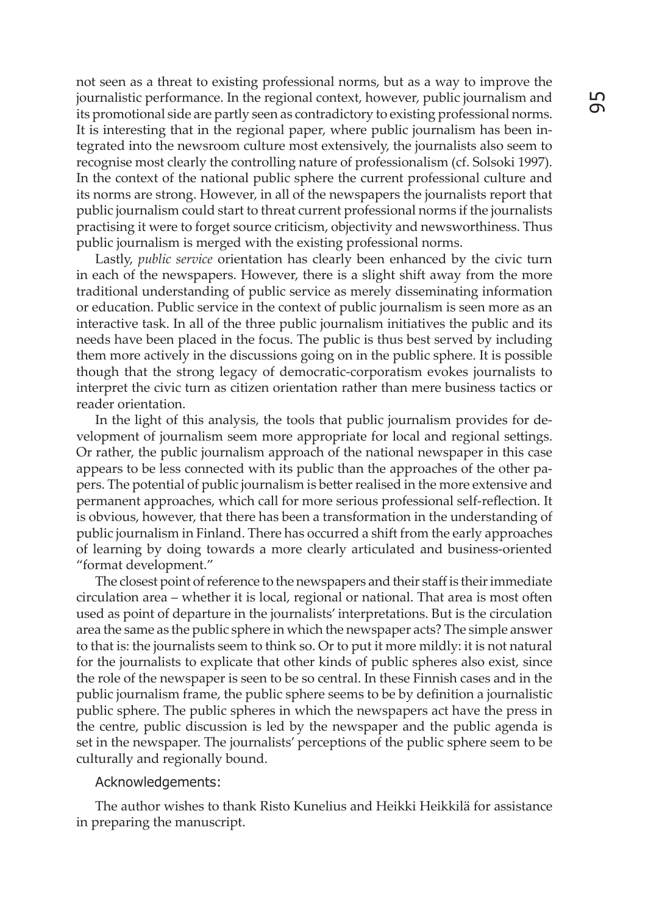not seen as a threat to existing professional norms, but as a way to improve the journalistic performance. In the regional context, however, public journalism and its promotional side are partly seen as contradictory to existing professional norms. It is interesting that in the regional paper, where public journalism has been integrated into the newsroom culture most extensively, the journalists also seem to recognise most clearly the controlling nature of professionalism (cf. Solsoki 1997). In the context of the national public sphere the current professional culture and its norms are strong. However, in all of the newspapers the journalists report that public journalism could start to threat current professional norms if the journalists practising it were to forget source criticism, objectivity and newsworthiness. Thus public journalism is merged with the existing professional norms.

Lastly, *public service* orientation has clearly been enhanced by the civic turn in each of the newspapers. However, there is a slight shift away from the more traditional understanding of public service as merely disseminating information or education. Public service in the context of public journalism is seen more as an interactive task. In all of the three public journalism initiatives the public and its needs have been placed in the focus. The public is thus best served by including them more actively in the discussions going on in the public sphere. It is possible though that the strong legacy of democratic-corporatism evokes journalists to interpret the civic turn as citizen orientation rather than mere business tactics or reader orientation.

In the light of this analysis, the tools that public journalism provides for development of journalism seem more appropriate for local and regional settings. Or rather, the public journalism approach of the national newspaper in this case appears to be less connected with its public than the approaches of the other papers. The potential of public journalism is better realised in the more extensive and permanent approaches, which call for more serious professional self-reflection. It is obvious, however, that there has been a transformation in the understanding of public journalism in Finland. There has occurred a shift from the early approaches of learning by doing towards a more clearly articulated and business-oriented "format development."

The closest point of reference to the newspapers and their staff is their immediate circulation area – whether it is local, regional or national. That area is most often used as point of departure in the journalists' interpretations. But is the circulation area the same as the public sphere in which the newspaper acts? The simple answer to that is: the journalists seem to think so. Or to put it more mildly: it is not natural for the journalists to explicate that other kinds of public spheres also exist, since the role of the newspaper is seen to be so central. In these Finnish cases and in the public journalism frame, the public sphere seems to be by definition a journalistic public sphere. The public spheres in which the newspapers act have the press in the centre, public discussion is led by the newspaper and the public agenda is set in the newspaper. The journalists' perceptions of the public sphere seem to be culturally and regionally bound.

## Acknowledgements:

The author wishes to thank Risto Kunelius and Heikki Heikkilä for assistance in preparing the manuscript.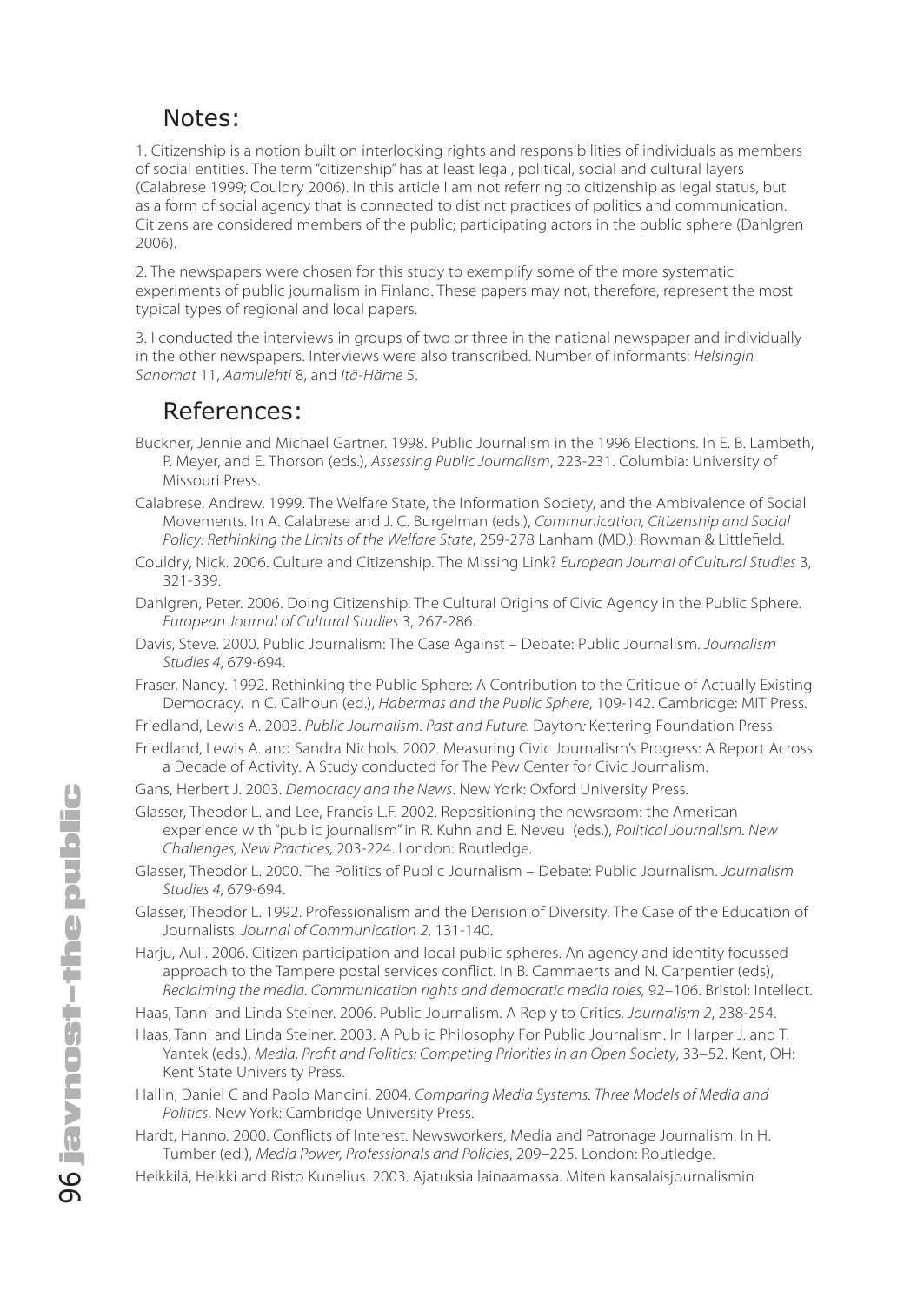## Notes:

1. Citizenship is a notion built on interlocking rights and responsibilities of individuals as members of social entities. The term "citizenship" has at least legal, political, social and cultural layers (Calabrese 1999; Couldry 2006). In this article I am not referring to citizenship as legal status, but as a form of social agency that is connected to distinct practices of politics and communication. Citizens are considered members of the public; participating actors in the public sphere (Dahlgren 2006).

2. The newspapers were chosen for this study to exemplify some of the more systematic experiments of public journalism in Finland. These papers may not, therefore, represent the most typical types of regional and local papers.

3. I conducted the interviews in groups of two or three in the national newspaper and individually in the other newspapers. Interviews were also transcribed. Number of informants: *Helsingin Sanomat* 11, *Aamulehti* 8, and *Itä-Häme* 5.

## References:

Buckner, Jennie and Michael Gartner. 1998. Public Journalism in the 1996 Elections. In E. B. Lambeth, P. Meyer, and E. Thorson (eds.), *Assessing Public Journalism*, 223-231. Columbia: University of Missouri Press.

Calabrese, Andrew. 1999. The Welfare State, the Information Society, and the Ambivalence of Social Movements. In A. Calabrese and J. C. Burgelman (eds.), *Communication, Citizenship and Social Policy: Rethinking the Limits of the Welfare State*, 259-278 Lanham (MD.): Rowman & Littlefield.

Couldry, Nick. 2006. Culture and Citizenship. The Missing Link? *European Journal of Cultural Studies* 3, 321-339.

Dahlgren, Peter. 2006. Doing Citizenship. The Cultural Origins of Civic Agency in the Public Sphere. *European Journal of Cultural Studies* 3, 267-286.

Davis, Steve. 2000. Public Journalism: The Case Against – Debate: Public Journalism. *Journalism Studies 4*, 679-694.

Fraser, Nancy. 1992. Rethinking the Public Sphere: A Contribution to the Critique of Actually Existing Democracy. In C. Calhoun (ed.), *Habermas and the Public Sphere*, 109-142. Cambridge: MIT Press.

Friedland, Lewis A. 2003. *Public Journalism. Past and Future.* Dayton*:* Kettering Foundation Press.

Friedland, Lewis A. and Sandra Nichols. 2002. Measuring Civic Journalism's Progress: A Report Across a Decade of Activity. A Study conducted for The Pew Center for Civic Journalism.

Gans, Herbert J. 2003. *Democracy and the News*. New York: Oxford University Press.

Glasser, Theodor L. and Lee, Francis L.F. 2002. Repositioning the newsroom: the American experience with "public journalism" in R. Kuhn and E. Neveu (eds.), *Political Journalism. New Challenges, New Practices,* 203-224. London: Routledge.

Glasser, Theodor L. 2000. The Politics of Public Journalism – Debate: Public Journalism. *Journalism Studies 4*, 679-694.

Glasser, Theodor L. 1992. Professionalism and the Derision of Diversity. The Case of the Education of Journalists. *Journal of Communication 2*, 131-140.

Harju, Auli. 2006. Citizen participation and local public spheres. An agency and identity focussed approach to the Tampere postal services conflict. In B. Cammaerts and N. Carpentier (eds), *Reclaiming the media. Communication rights and democratic media roles,* 92–106. Bristol: Intellect.

Haas, Tanni and Linda Steiner. 2006. Public Journalism. A Reply to Critics. *Journalism 2*, 238-254.

Haas, Tanni and Linda Steiner. 2003. A Public Philosophy For Public Journalism. In Harper J. and T. Yantek (eds.), *Media, Profit and Politics: Competing Priorities in an Open Society*, 33–52. Kent, OH: Kent State University Press.

Hallin, Daniel C and Paolo Mancini. 2004. *Comparing Media Systems. Three Models of Media and Politics*. New York: Cambridge University Press.

Hardt, Hanno. 2000. Conflicts of Interest. Newsworkers, Media and Patronage Journalism. In H. Tumber (ed.), *Media Power, Professionals and Policies*, 209–225. London: Routledge.

Heikkilä, Heikki and Risto Kunelius. 2003. Ajatuksia lainaamassa. Miten kansalaisjournalismin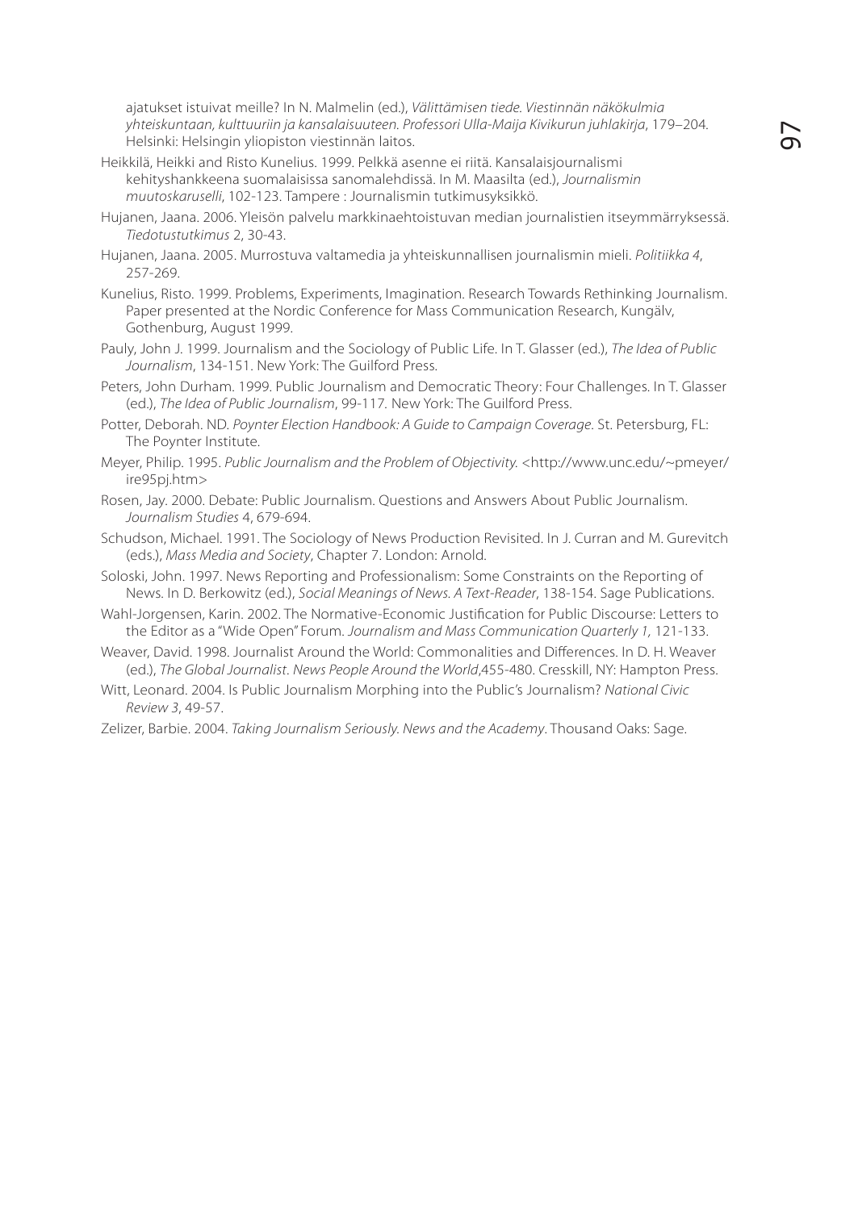ajatukset istuivat meille? In N. Malmelin (ed.), *Välittämisen tiede. Viestinnän näkökulmia yhteiskuntaan, kulttuuriin ja kansalaisuuteen. Professori Ulla-Maija Kivikurun juhlakirja*, 179–204. Helsinki: Helsingin yliopiston viestinnän laitos.

Heikkilä, Heikki and Risto Kunelius. 1999. Pelkkä asenne ei riitä. Kansalaisjournalismi kehityshankkeena suomalaisissa sanomalehdissä. In M. Maasilta (ed.), *Journalismin muutoskaruselli*, 102-123. Tampere : Journalismin tutkimusyksikkö.

Hujanen, Jaana. 2006. Yleisön palvelu markkinaehtoistuvan median journalistien itseymmärryksessä. *Tiedotustutkimus* 2, 30-43.

Hujanen, Jaana. 2005. Murrostuva valtamedia ja yhteiskunnallisen journalismin mieli. *Politiikka 4*, 257-269.

Kunelius, Risto. 1999. Problems, Experiments, Imagination. Research Towards Rethinking Journalism. Paper presented at the Nordic Conference for Mass Communication Research, Kungälv, Gothenburg, August 1999.

Pauly, John J. 1999. Journalism and the Sociology of Public Life. In T. Glasser (ed.), *The Idea of Public Journalism*, 134-151. New York: The Guilford Press.

Peters, John Durham. 1999. Public Journalism and Democratic Theory: Four Challenges. In T. Glasser (ed.), *The Idea of Public Journalism*, 99-117. New York: The Guilford Press.

Potter, Deborah. ND. *Poynter Election Handbook: A Guide to Campaign Coverage.* St. Petersburg, FL: The Poynter Institute.

Meyer, Philip. 1995. *Public Journalism and the Problem of Objectivity.* <http://www.unc.edu/~pmeyer/ire95pj.htm>

Rosen, Jay. 2000. Debate: Public Journalism. Questions and Answers About Public Journalism. *Journalism Studies* 4, 679-694.

Schudson, Michael. 1991. The Sociology of News Production Revisited. In J. Curran and M. Gurevitch (eds.), *Mass Media and Society*, Chapter 7. London: Arnold.

Soloski, John. 1997. News Reporting and Professionalism: Some Constraints on the Reporting of News. In D. Berkowitz (ed.), *Social Meanings of News. A Text-Reader*, 138-154. Sage Publications.

Wahl-Jorgensen, Karin. 2002. The Normative-Economic Justification for Public Discourse: Letters to the Editor as a "Wide Open" Forum. *Journalism and Mass Communication Quarterly 1,* 121-133.

Weaver, David. 1998. Journalist Around the World: Commonalities and Differences. In D. H. Weaver (ed.), *The Global Journalist. News People Around the World*,455-480. Cresskill, NY: Hampton Press.

Witt, Leonard. 2004. Is Public Journalism Morphing into the Public's Journalism? *National Civic Review 3*, 49-57.

Zelizer, Barbie. 2004. *Taking Journalism Seriously. News and the Academy*. Thousand Oaks: Sage.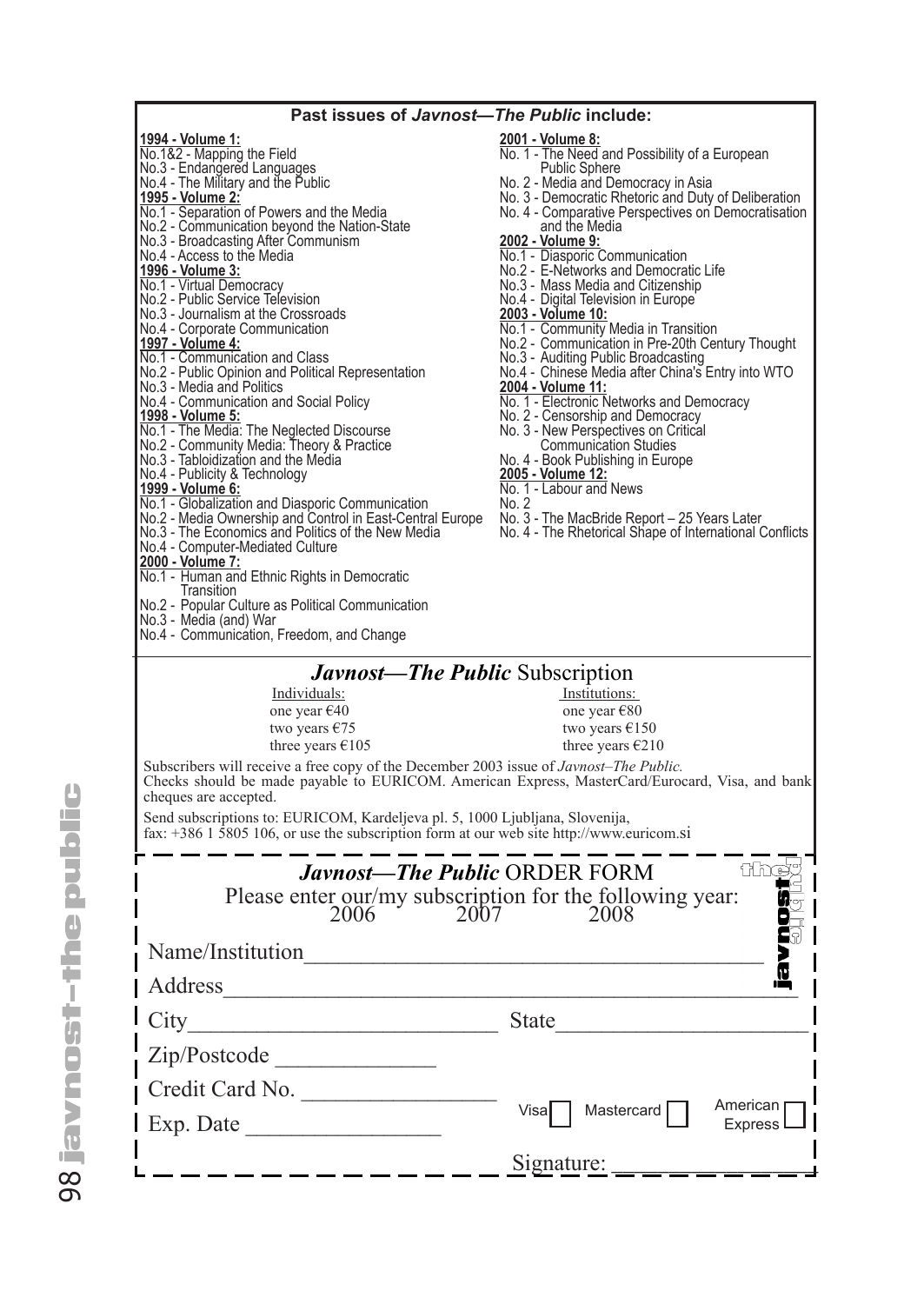## Past issues of *Javnost—The Public* include:

**1994 - Volume 1:**
No.1&2 - Mapping the Field
No.3 - Endangered Languages
No.4 - The Military and the Public

**1995 - Volume 2:**
No.1 - Separation of Powers and the Media
No.2 - Communication beyond the Nation-State
No.3 - Broadcasting After Communism
No.4 - Access to the Media

**1996 - Volume 3:**
No.1 - Virtual Democracy
No.2 - Public Service Television
No.3 - Journalism at the Crossroads
No.4 - Corporate Communication

**1997 - Volume 4:**
No.1 - Communication and Class
No.2 - Public Opinion and Political Representation
No.3 - Media and Politics
No.4 - Communication and Social Policy

**1998 - Volume 5:**
No.1 - The Media: The Neglected Discourse
No.2 - Community Media: Theory & Practice
No.3 - Tabloidization and the Media
No.4 - Publicity & Technology

**1999 - Volume 6:**
No.1 - Globalization and Diasporic Communication
No.2 - Media Ownership and Control in East-Central Europe
No.3 - The Economics and Politics of the New Media
No.4 - Computer-Mediated Culture

**2000 - Volume 7:**
No.1 - Human and Ethnic Rights in Democratic Transition
No.2 - Popular Culture as Political Communication
No.3 - Media (and) War
No.4 - Communication, Freedom, and Change

**2001 - Volume 8:**
No. 1 - The Need and Possibility of a European Public Sphere
No. 2 - Media and Democracy in Asia
No. 3 - Democratic Rhetoric and Duty of Deliberation
No. 4 - Comparative Perspectives on Democratisation and the Media

**2002 - Volume 9:**
No.1 - Diasporic Communication
No.2 - E-Networks and Democratic Life
No.3 - Mass Media and Citizenship
No.4 - Digital Television in Europe

**2003 - Volume 10:**
No.1 - Community Media in Transition
No.2 - Communication in Pre-20th Century Thought
No.3 - Auditing Public Broadcasting
No.4 - Chinese Media after China's Entry into WTO

**2004 - Volume 11:**
No. 1 - Electronic Networks and Democracy
No. 2 - Censorship and Democracy
No. 3 - New Perspectives on Critical Communication Studies
No. 4 - Book Publishing in Europe

**2005 - Volume 12:**
No. 1 - Labour and News
No. 2
No. 3 - The MacBride Report – 25 Years Later
No. 4 - The Rhetorical Shape of International Conflicts

## *Javnost—The Public* Subscription

| Individuals: | Institutions: |
|---|---|
| one year €40 | one year €80 |
| two years €75 | two years €150 |
| three years €105 | three years €210 |

Subscribers will receive a free copy of the December 2003 issue of *Javnost–The Public.*
Checks should be made payable to EURICOM. American Express, MasterCard/Eurocard, Visa, and bank cheques are accepted.

Send subscriptions to: EURICOM, Kardeljeva pl. 5, 1000 Ljubljana, Slovenija,
fax: +386 1 5805 106, or use the subscription form at our web site http://www.euricom.si

## *Javnost—The Public* ORDER FORM

Please enter our/my subscription for the following year:
2006 2007 2008

Name/Institution\_\_\_\_\_\_\_\_\_\_\_\_\_\_\_\_\_\_\_\_\_\_\_\_\_\_\_\_\_\_\_\_\_\_\_\_\_

Address\_\_\_\_\_\_\_\_\_\_\_\_\_\_\_\_\_\_\_\_\_\_\_\_\_\_\_\_\_\_\_\_\_\_\_\_\_\_\_\_\_\_\_\_\_

City\_\_\_\_\_\_\_\_\_\_\_\_\_\_\_\_\_\_\_\_\_\_\_\_\_ State\_\_\_\_\_\_\_\_\_\_\_\_\_\_\_\_\_\_\_\_

Zip/Postcode \_\_\_\_\_\_\_\_\_\_\_\_\_\_

Credit Card No. \_\_\_\_\_\_\_\_\_\_\_\_\_\_\_\_

Exp. Date \_\_\_\_\_\_\_\_\_\_\_\_\_\_\_\_\_ Visa ☐ Mastercard ☐ American Express ☐

Signature: \_\_\_\_\_\_\_\_\_\_\_\_\_\_\_\_